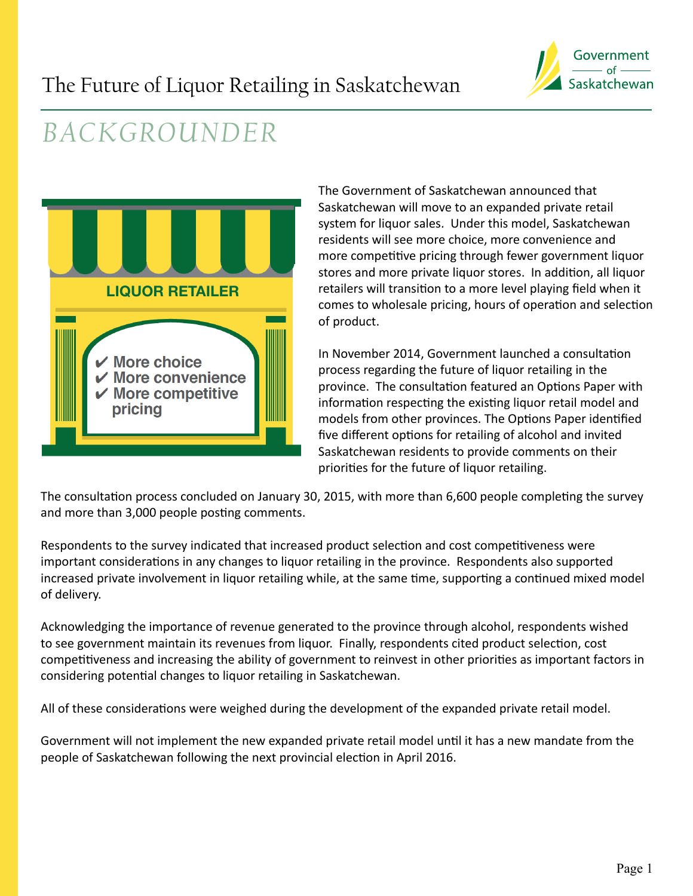# The Future of Liquor Retailing in Saskatchewan

## *BACKGROUNDER*

The Government of Saskatchewan announced that Saskatchewan will move to an expanded private retail system for liquor sales. Under this model, Saskatchewan residents will see more choice, more convenience and more competitive pricing through fewer government liquor stores and more private liquor stores. In addition, all liquor retailers will transition to a more level playing field when it comes to wholesale pricing, hours of operation and selection of product.

In November 2014, Government launched a consultation process regarding the future of liquor retailing in the province. The consultation featured an Options Paper with information respecting the existing liquor retail model and models from other provinces. The Options Paper identified five different options for retailing of alcohol and invited Saskatchewan residents to provide comments on their priorities for the future of liquor retailing.

The consultation process concluded on January 30, 2015, with more than 6,600 people completing the survey and more than 3,000 people posting comments.

Respondents to the survey indicated that increased product selection and cost competitiveness were important considerations in any changes to liquor retailing in the province. Respondents also supported increased private involvement in liquor retailing while, at the same time, supporting a continued mixed model of delivery.

Acknowledging the importance of revenue generated to the province through alcohol, respondents wished to see government maintain its revenues from liquor. Finally, respondents cited product selection, cost competitiveness and increasing the ability of government to reinvest in other priorities as important factors in considering potential changes to liquor retailing in Saskatchewan.

All of these considerations were weighed during the development of the expanded private retail model.

Government will not implement the new expanded private retail model until it has a new mandate from the people of Saskatchewan following the next provincial election in April 2016.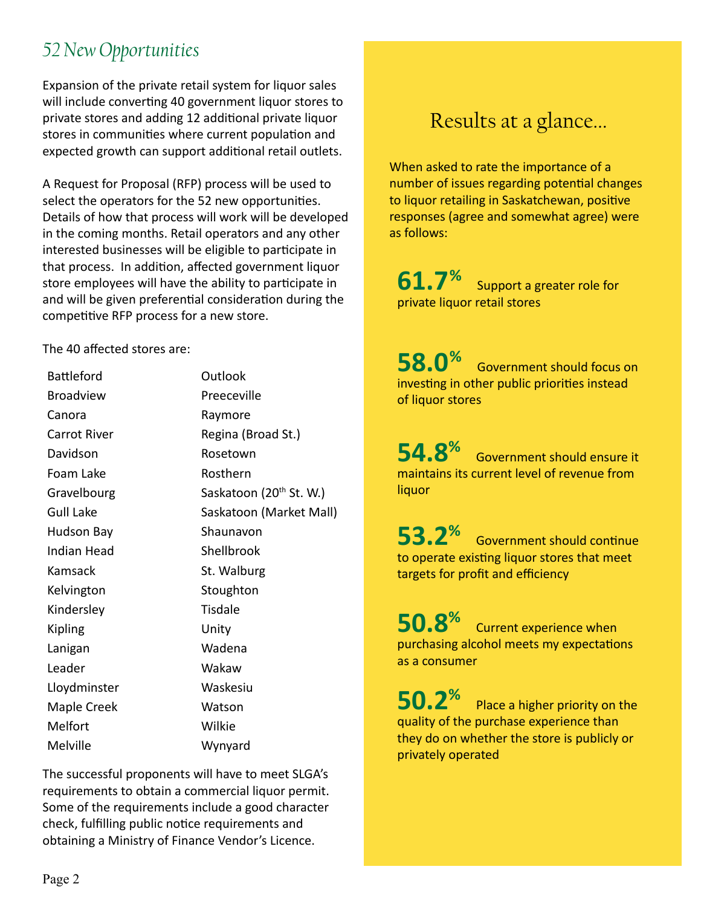## 52 New Opportunities

Expansion of the private retail system for liquor sales will include converting 40 government liquor stores to private stores and adding 12 additional private liquor stores in communities where current population and expected growth can support additional retail outlets.

A Request for Proposal (RFP) process will be used to select the operators for the 52 new opportunities. Details of how that process will work will be developed in the coming months. Retail operators and any other interested businesses will be eligible to participate in that process. In addition, affected government liquor store employees will have the ability to participate in and will be given preferential consideration during the competitive RFP process for a new store.

The 40 affected stores are:

| | |
|---|---|
| Battleford | Outlook |
| Broadview | Preeceville |
| Canora | Raymore |
| Carrot River | Regina (Broad St.) |
| Davidson | Rosetown |
| Foam Lake | Rosthern |
| Gravelbourg | Saskatoon (20th St. W.) |
| Gull Lake | Saskatoon (Market Mall) |
| Hudson Bay | Shaunavon |
| Indian Head | Shellbrook |
| Kamsack | St. Walburg |
| Kelvington | Stoughton |
| Kindersley | Tisdale |
| Kipling | Unity |
| Lanigan | Wadena |
| Leader | Wakaw |
| Lloydminster | Waskesiu |
| Maple Creek | Watson |
| Melfort | Wilkie |
| Melville | Wynyard |

The successful proponents will have to meet SLGA's requirements to obtain a commercial liquor permit. Some of the requirements include a good character check, fulfilling public notice requirements and obtaining a Ministry of Finance Vendor's Licence.

## Results at a glance...

When asked to rate the importance of a number of issues regarding potential changes to liquor retailing in Saskatchewan, positive responses (agree and somewhat agree) were as follows:

**61.7%** Support a greater role for private liquor retail stores

**58.0%** Government should focus on investing in other public priorities instead of liquor stores

**54.8%** Government should ensure it maintains its current level of revenue from liquor

**53.2%** Government should continue to operate existing liquor stores that meet targets for profit and efficiency

**50.8%** Current experience when purchasing alcohol meets my expectations as a consumer

**50.2%** Place a higher priority on the quality of the purchase experience than they do on whether the store is publicly or privately operated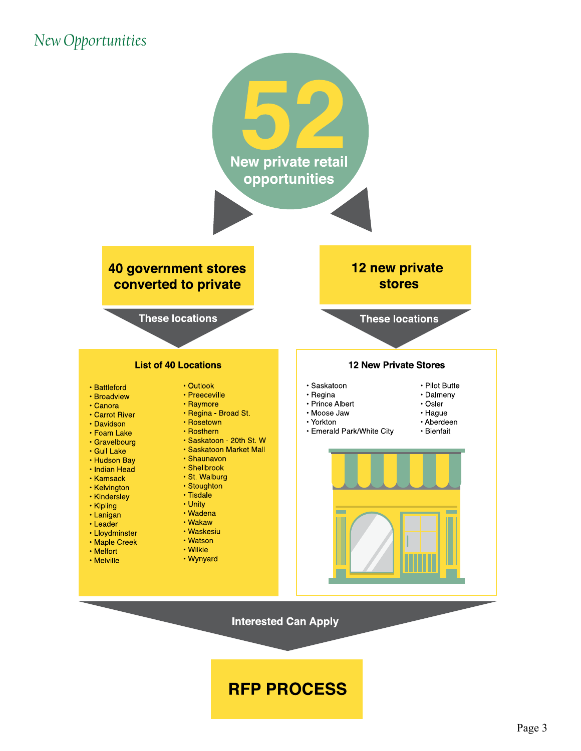# New Opportunities

## 52

**New private retail opportunities**

### 40 government stores converted to private

These locations

#### List of 40 Locations

- Battleford
- Broadview
- Canora
- Carrot River
- Davidson
- Foam Lake
- Gravelbourg
- Gull Lake
- Hudson Bay
- Indian Head
- Kamsack
- Kelvington
- Kindersley
- Kipling
- Lanigan
- Leader
- Lloydminster
- Maple Creek
- Melfort
- Melville
- Outlook
- Preeceville
- Raymore
- Regina - Broad St.
- Rosetown
- Rosthern
- Saskatoon - 20th St. W
- Saskatoon Market Mall
- Shaunavon
- Shellbrook
- St. Walburg
- Stoughton
- Tisdale
- Unity
- Wadena
- Wakaw
- Waskesiu
- Watson
- Wilkie
- Wynyard

### 12 new private stores

These locations

#### 12 New Private Stores

- Saskatoon
- Regina
- Prince Albert
- Moose Jaw
- Yorkton
- Emerald Park/White City
- Pilot Butte
- Dalmeny
- Osler
- Hague
- Aberdeen
- Bienfait

Interested Can Apply

**RFP PROCESS**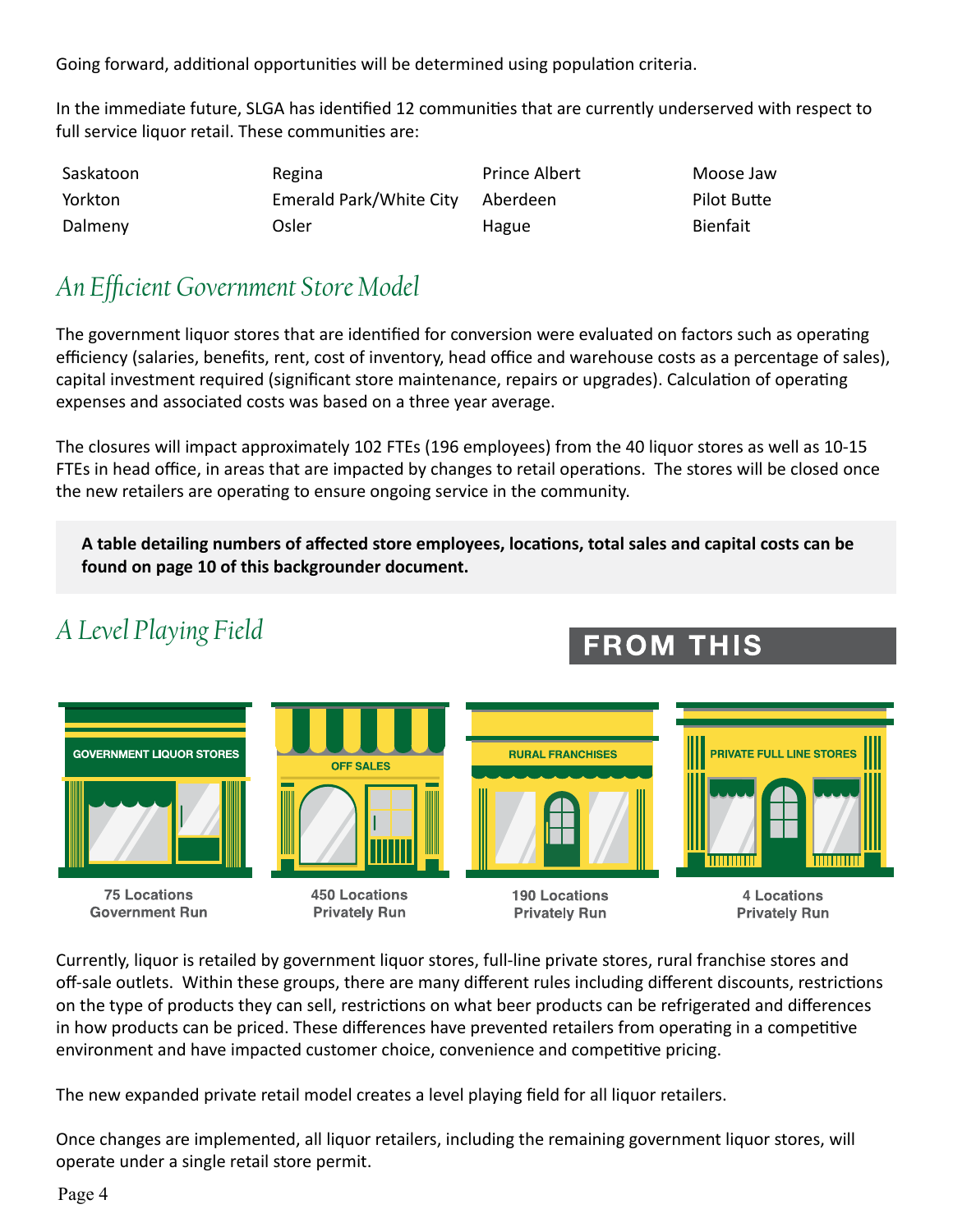Going forward, additional opportunities will be determined using population criteria.

In the immediate future, SLGA has identified 12 communities that are currently underserved with respect to full service liquor retail. These communities are:

| | | | |
|---|---|---|---|
| Saskatoon | Regina | Prince Albert | Moose Jaw |
| Yorkton | Emerald Park/White City | Aberdeen | Pilot Butte |
| Dalmeny | Osler | Hague | Bienfait |

## *An Efficient Government Store Model*

The government liquor stores that are identified for conversion were evaluated on factors such as operating efficiency (salaries, benefits, rent, cost of inventory, head office and warehouse costs as a percentage of sales), capital investment required (significant store maintenance, repairs or upgrades). Calculation of operating expenses and associated costs was based on a three year average.

The closures will impact approximately 102 FTEs (196 employees) from the 40 liquor stores as well as 10-15 FTEs in head office, in areas that are impacted by changes to retail operations. The stores will be closed once the new retailers are operating to ensure ongoing service in the community.

**A table detailing numbers of affected store employees, locations, total sales and capital costs can be found on page 10 of this backgrounder document.**

## *A Level Playing Field*

**FROM THIS**

| GOVERNMENT LIQUOR STORES | OFF SALES | RURAL FRANCHISES | PRIVATE FULL LINE STORES |
|---|---|---|---|
| 75 Locations Government Run | 450 Locations Privately Run | 190 Locations Privately Run | 4 Locations Privately Run |

Currently, liquor is retailed by government liquor stores, full-line private stores, rural franchise stores and off-sale outlets. Within these groups, there are many different rules including different discounts, restrictions on the type of products they can sell, restrictions on what beer products can be refrigerated and differences in how products can be priced. These differences have prevented retailers from operating in a competitive environment and have impacted customer choice, convenience and competitive pricing.

The new expanded private retail model creates a level playing field for all liquor retailers.

Once changes are implemented, all liquor retailers, including the remaining government liquor stores, will operate under a single retail store permit.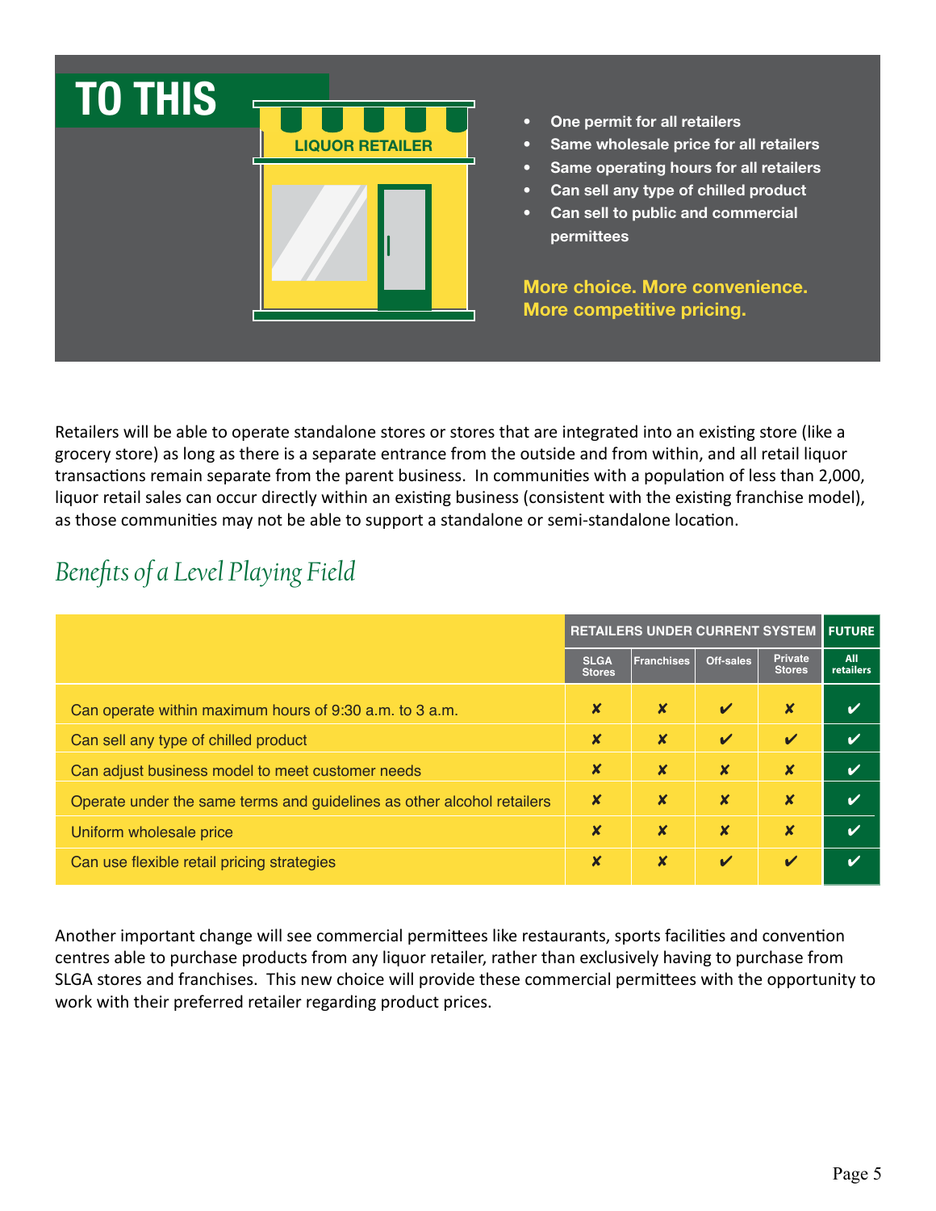## TO THIS

LIQUOR RETAILER

- **One permit for all retailers**
- **Same wholesale price for all retailers**
- **Same operating hours for all retailers**
- **Can sell any type of chilled product**
- **Can sell to public and commercial permittees**

**More choice. More convenience. More competitive pricing.**

Retailers will be able to operate standalone stores or stores that are integrated into an existing store (like a grocery store) as long as there is a separate entrance from the outside and from within, and all retail liquor transactions remain separate from the parent business. In communities with a population of less than 2,000, liquor retail sales can occur directly within an existing business (consistent with the existing franchise model), as those communities may not be able to support a standalone or semi-standalone location.

## *Benefits of a Level Playing Field*

| | RETAILERS UNDER CURRENT SYSTEM | | | | FUTURE |
|---|---|---|---|---|---|
| | SLGA Stores | Franchises | Off-sales | Private Stores | All retailers |
| Can operate within maximum hours of 9:30 a.m. to 3 a.m. | ✘ | ✘ | ✔ | ✘ | ✔ |
| Can sell any type of chilled product | ✘ | ✘ | ✔ | ✔ | ✔ |
| Can adjust business model to meet customer needs | ✘ | ✘ | ✘ | ✘ | ✔ |
| Operate under the same terms and guidelines as other alcohol retailers | ✘ | ✘ | ✘ | ✘ | ✔ |
| Uniform wholesale price | ✘ | ✘ | ✘ | ✘ | ✔ |
| Can use flexible retail pricing strategies | ✘ | ✘ | ✔ | ✔ | ✔ |

Another important change will see commercial permittees like restaurants, sports facilities and convention centres able to purchase products from any liquor retailer, rather than exclusively having to purchase from SLGA stores and franchises. This new choice will provide these commercial permittees with the opportunity to work with their preferred retailer regarding product prices.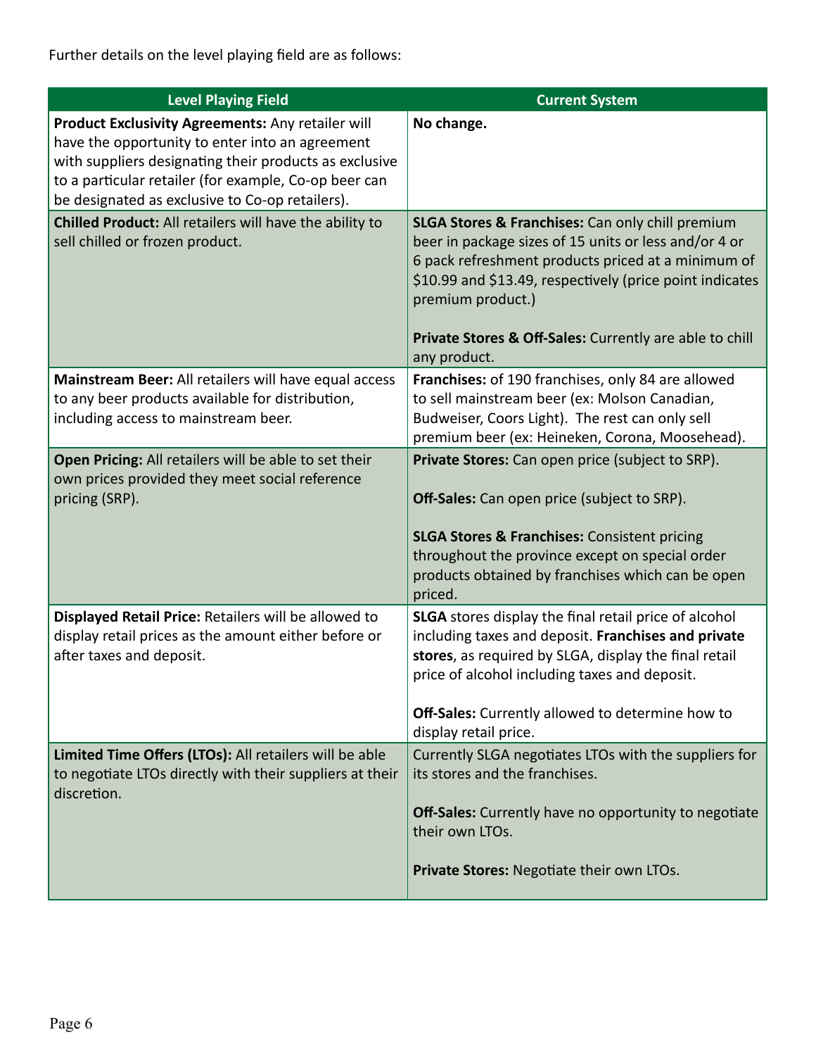Further details on the level playing field are as follows:

| Level Playing Field | Current System |
| --- | --- |
| **Product Exclusivity Agreements:** Any retailer will have the opportunity to enter into an agreement with suppliers designating their products as exclusive to a particular retailer (for example, Co-op beer can be designated as exclusive to Co-op retailers). | **No change.** |
| **Chilled Product:** All retailers will have the ability to sell chilled or frozen product. | **SLGA Stores & Franchises:** Can only chill premium beer in package sizes of 15 units or less and/or 4 or 6 pack refreshment products priced at a minimum of $10.99 and $13.49, respectively (price point indicates premium product.)<br><br>**Private Stores & Off-Sales:** Currently are able to chill any product. |
| **Mainstream Beer:** All retailers will have equal access to any beer products available for distribution, including access to mainstream beer. | **Franchises:** of 190 franchises, only 84 are allowed to sell mainstream beer (ex: Molson Canadian, Budweiser, Coors Light). The rest can only sell premium beer (ex: Heineken, Corona, Moosehead). |
| **Open Pricing:** All retailers will be able to set their own prices provided they meet social reference pricing (SRP). | **Private Stores:** Can open price (subject to SRP).<br><br>**Off-Sales:** Can open price (subject to SRP).<br><br>**SLGA Stores & Franchises:** Consistent pricing throughout the province except on special order products obtained by franchises which can be open priced. |
| **Displayed Retail Price:** Retailers will be allowed to display retail prices as the amount either before or after taxes and deposit. | **SLGA** stores display the final retail price of alcohol including taxes and deposit. **Franchises and private stores**, as required by SLGA, display the final retail price of alcohol including taxes and deposit.<br><br>**Off-Sales:** Currently allowed to determine how to display retail price. |
| **Limited Time Offers (LTOs):** All retailers will be able to negotiate LTOs directly with their suppliers at their discretion. | Currently SLGA negotiates LTOs with the suppliers for its stores and the franchises.<br><br>**Off-Sales:** Currently have no opportunity to negotiate their own LTOs.<br><br>**Private Stores:** Negotiate their own LTOs. |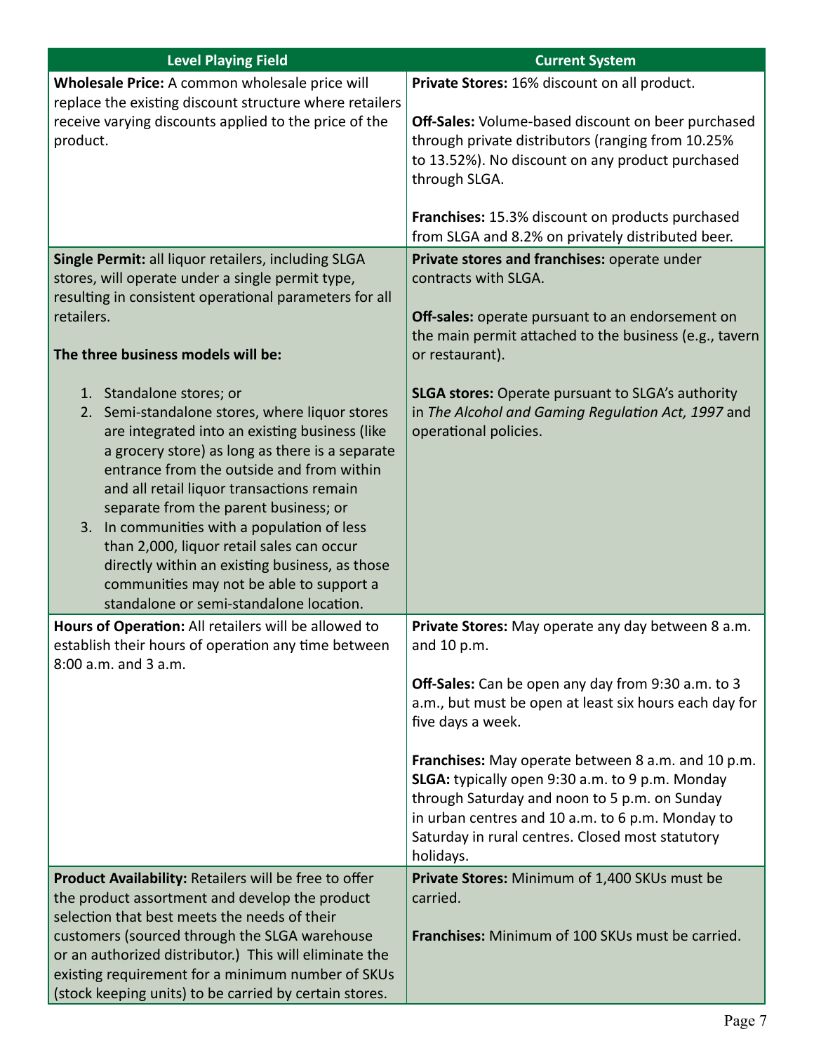| Level Playing Field | Current System |
|---|---|
| **Wholesale Price:** A common wholesale price will replace the existing discount structure where retailers receive varying discounts applied to the price of the product. | **Private Stores:** 16% discount on all product.<br><br>**Off-Sales:** Volume-based discount on beer purchased through private distributors (ranging from 10.25% to 13.52%). No discount on any product purchased through SLGA.<br><br>**Franchises:** 15.3% discount on products purchased from SLGA and 8.2% on privately distributed beer. |
| **Single Permit:** all liquor retailers, including SLGA stores, will operate under a single permit type, resulting in consistent operational parameters for all retailers.<br><br>**The three business models will be:**<br><br>1. Standalone stores; or<br>2. Semi-standalone stores, where liquor stores are integrated into an existing business (like a grocery store) as long as there is a separate entrance from the outside and from within and all retail liquor transactions remain separate from the parent business; or<br>3. In communities with a population of less than 2,000, liquor retail sales can occur directly within an existing business, as those communities may not be able to support a standalone or semi-standalone location. | **Private stores and franchises:** operate under contracts with SLGA.<br><br>**Off-sales:** operate pursuant to an endorsement on the main permit attached to the business (e.g., tavern or restaurant).<br><br>**SLGA stores:** Operate pursuant to SLGA's authority in *The Alcohol and Gaming Regulation Act, 1997* and operational policies. |
| **Hours of Operation:** All retailers will be allowed to establish their hours of operation any time between 8:00 a.m. and 3 a.m. | **Private Stores:** May operate any day between 8 a.m. and 10 p.m.<br><br>**Off-Sales:** Can be open any day from 9:30 a.m. to 3 a.m., but must be open at least six hours each day for five days a week.<br><br>**Franchises:** May operate between 8 a.m. and 10 p.m.<br>**SLGA:** typically open 9:30 a.m. to 9 p.m. Monday through Saturday and noon to 5 p.m. on Sunday in urban centres and 10 a.m. to 6 p.m. Monday to Saturday in rural centres. Closed most statutory holidays. |
| **Product Availability:** Retailers will be free to offer the product assortment and develop the product selection that best meets the needs of their customers (sourced through the SLGA warehouse or an authorized distributor.) This will eliminate the existing requirement for a minimum number of SKUs (stock keeping units) to be carried by certain stores. | **Private Stores:** Minimum of 1,400 SKUs must be carried.<br><br>**Franchises:** Minimum of 100 SKUs must be carried. |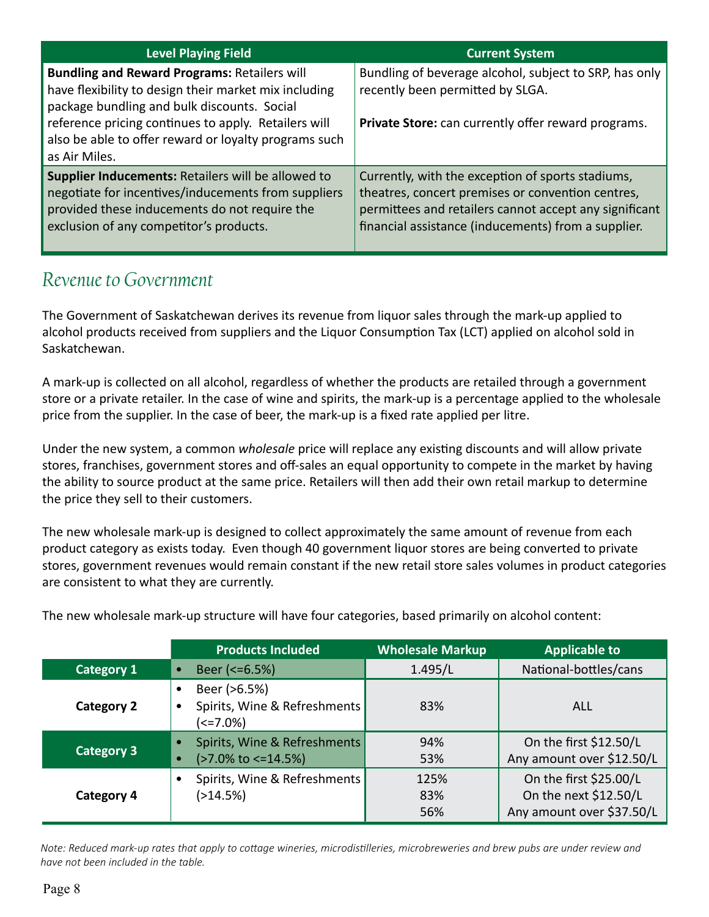| Level Playing Field | Current System |
|---|---|
| **Bundling and Reward Programs:** Retailers will have flexibility to design their market mix including package bundling and bulk discounts. Social reference pricing continues to apply. Retailers will also be able to offer reward or loyalty programs such as Air Miles. | Bundling of beverage alcohol, subject to SRP, has only recently been permitted by SLGA.<br><br>**Private Store:** can currently offer reward programs. |
| **Supplier Inducements:** Retailers will be allowed to negotiate for incentives/inducements from suppliers provided these inducements do not require the exclusion of any competitor's products. | Currently, with the exception of sports stadiums, theatres, concert premises or convention centres, permittees and retailers cannot accept any significant financial assistance (inducements) from a supplier. |

## *Revenue to Government*

The Government of Saskatchewan derives its revenue from liquor sales through the mark-up applied to alcohol products received from suppliers and the Liquor Consumption Tax (LCT) applied on alcohol sold in Saskatchewan.

A mark-up is collected on all alcohol, regardless of whether the products are retailed through a government store or a private retailer. In the case of wine and spirits, the mark-up is a percentage applied to the wholesale price from the supplier. In the case of beer, the mark-up is a fixed rate applied per litre.

Under the new system, a common *wholesale* price will replace any existing discounts and will allow private stores, franchises, government stores and off-sales an equal opportunity to compete in the market by having the ability to source product at the same price. Retailers will then add their own retail markup to determine the price they sell to their customers.

The new wholesale mark-up is designed to collect approximately the same amount of revenue from each product category as exists today. Even though 40 government liquor stores are being converted to private stores, government revenues would remain constant if the new retail store sales volumes in product categories are consistent to what they are currently.

The new wholesale mark-up structure will have four categories, based primarily on alcohol content:

| | Products Included | Wholesale Markup | Applicable to |
|---|---|---|---|
| **Category 1** | • Beer (<=6.5%) | 1.495/L | National-bottles/cans |
| **Category 2** | • Beer (>6.5%)<br>• Spirits, Wine & Refreshments (<=7.0%) | 83% | ALL |
| **Category 3** | • Spirits, Wine & Refreshments<br>• (>7.0% to <=14.5%) | 94%<br>53% | On the first $12.50/L<br>Any amount over $12.50/L |
| **Category 4** | • Spirits, Wine & Refreshments (>14.5%) | 125%<br>83%<br>56% | On the first $25.00/L<br>On the next $12.50/L<br>Any amount over $37.50/L |

*Note: Reduced mark-up rates that apply to cottage wineries, microdistilleries, microbreweries and brew pubs are under review and have not been included in the table.*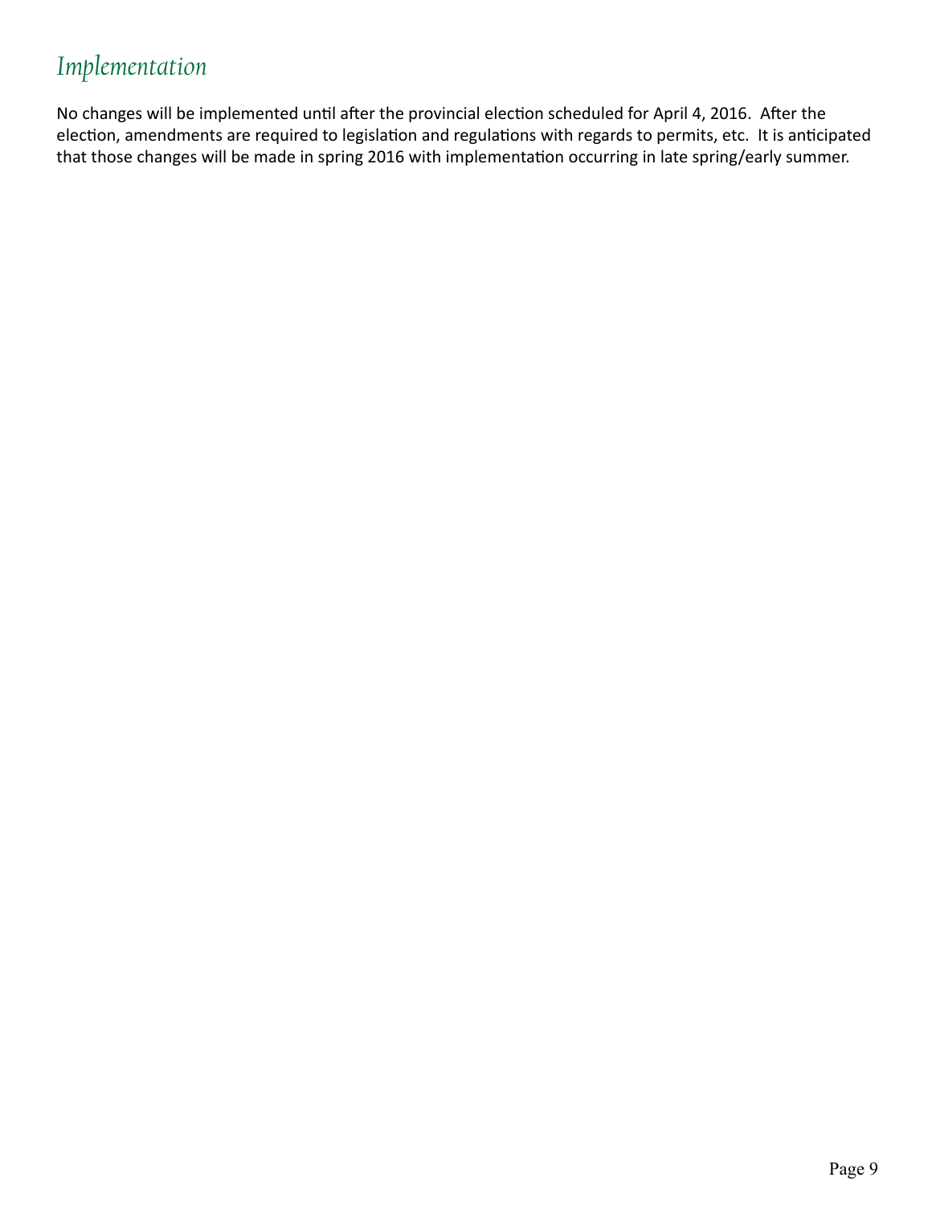## *Implementation*

No changes will be implemented until after the provincial election scheduled for April 4, 2016. After the election, amendments are required to legislation and regulations with regards to permits, etc. It is anticipated that those changes will be made in spring 2016 with implementation occurring in late spring/early summer.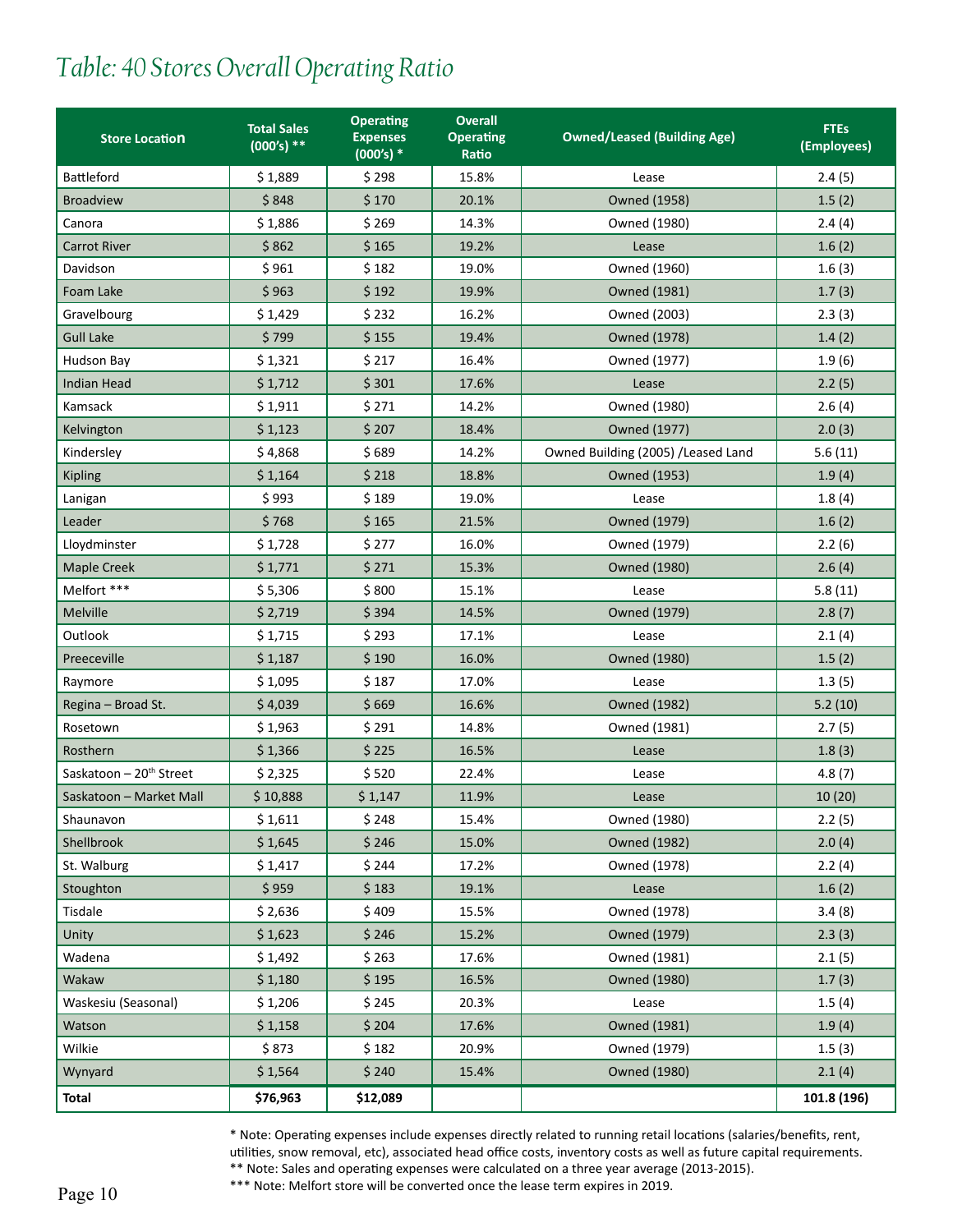# *Table: 40 Stores Overall Operating Ratio*

| Store Location | Total Sales (000's) ** | Operating Expenses (000's) * | Overall Operating Ratio | Owned/Leased (Building Age) | FTEs (Employees) |
|---|---|---|---|---|---|
| Battleford | $ 1,889 | $ 298 | 15.8% | Lease | 2.4 (5) |
| Broadview | $ 848 | $ 170 | 20.1% | Owned (1958) | 1.5 (2) |
| Canora | $ 1,886 | $ 269 | 14.3% | Owned (1980) | 2.4 (4) |
| Carrot River | $ 862 | $ 165 | 19.2% | Lease | 1.6 (2) |
| Davidson | $ 961 | $ 182 | 19.0% | Owned (1960) | 1.6 (3) |
| Foam Lake | $ 963 | $ 192 | 19.9% | Owned (1981) | 1.7 (3) |
| Gravelbourg | $ 1,429 | $ 232 | 16.2% | Owned (2003) | 2.3 (3) |
| Gull Lake | $ 799 | $ 155 | 19.4% | Owned (1978) | 1.4 (2) |
| Hudson Bay | $ 1,321 | $ 217 | 16.4% | Owned (1977) | 1.9 (6) |
| Indian Head | $ 1,712 | $ 301 | 17.6% | Lease | 2.2 (5) |
| Kamsack | $ 1,911 | $ 271 | 14.2% | Owned (1980) | 2.6 (4) |
| Kelvington | $ 1,123 | $ 207 | 18.4% | Owned (1977) | 2.0 (3) |
| Kindersley | $ 4,868 | $ 689 | 14.2% | Owned Building (2005) /Leased Land | 5.6 (11) |
| Kipling | $ 1,164 | $ 218 | 18.8% | Owned (1953) | 1.9 (4) |
| Lanigan | $ 993 | $ 189 | 19.0% | Lease | 1.8 (4) |
| Leader | $ 768 | $ 165 | 21.5% | Owned (1979) | 1.6 (2) |
| Lloydminster | $ 1,728 | $ 277 | 16.0% | Owned (1979) | 2.2 (6) |
| Maple Creek | $ 1,771 | $ 271 | 15.3% | Owned (1980) | 2.6 (4) |
| Melfort *** | $ 5,306 | $ 800 | 15.1% | Lease | 5.8 (11) |
| Melville | $ 2,719 | $ 394 | 14.5% | Owned (1979) | 2.8 (7) |
| Outlook | $ 1,715 | $ 293 | 17.1% | Lease | 2.1 (4) |
| Preeceville | $ 1,187 | $ 190 | 16.0% | Owned (1980) | 1.5 (2) |
| Raymore | $ 1,095 | $ 187 | 17.0% | Lease | 1.3 (5) |
| Regina – Broad St. | $ 4,039 | $ 669 | 16.6% | Owned (1982) | 5.2 (10) |
| Rosetown | $ 1,963 | $ 291 | 14.8% | Owned (1981) | 2.7 (5) |
| Rosthern | $ 1,366 | $ 225 | 16.5% | Lease | 1.8 (3) |
| Saskatoon – 20th Street | $ 2,325 | $ 520 | 22.4% | Lease | 4.8 (7) |
| Saskatoon – Market Mall | $ 10,888 | $ 1,147 | 11.9% | Lease | 10 (20) |
| Shaunavon | $ 1,611 | $ 248 | 15.4% | Owned (1980) | 2.2 (5) |
| Shellbrook | $ 1,645 | $ 246 | 15.0% | Owned (1982) | 2.0 (4) |
| St. Walburg | $ 1,417 | $ 244 | 17.2% | Owned (1978) | 2.2 (4) |
| Stoughton | $ 959 | $ 183 | 19.1% | Lease | 1.6 (2) |
| Tisdale | $ 2,636 | $ 409 | 15.5% | Owned (1978) | 3.4 (8) |
| Unity | $ 1,623 | $ 246 | 15.2% | Owned (1979) | 2.3 (3) |
| Wadena | $ 1,492 | $ 263 | 17.6% | Owned (1981) | 2.1 (5) |
| Wakaw | $ 1,180 | $ 195 | 16.5% | Owned (1980) | 1.7 (3) |
| Waskesiu (Seasonal) | $ 1,206 | $ 245 | 20.3% | Lease | 1.5 (4) |
| Watson | $ 1,158 | $ 204 | 17.6% | Owned (1981) | 1.9 (4) |
| Wilkie | $ 873 | $ 182 | 20.9% | Owned (1979) | 1.5 (3) |
| Wynyard | $ 1,564 | $ 240 | 15.4% | Owned (1980) | 2.1 (4) |
| **Total** | **$76,963** | **$12,089** | | | **101.8 (196)** |

* Note: Operating expenses include expenses directly related to running retail locations (salaries/benefits, rent, utilities, snow removal, etc), associated head office costs, inventory costs as well as future capital requirements.
** Note: Sales and operating expenses were calculated on a three year average (2013-2015).
*** Note: Melfort store will be converted once the lease term expires in 2019.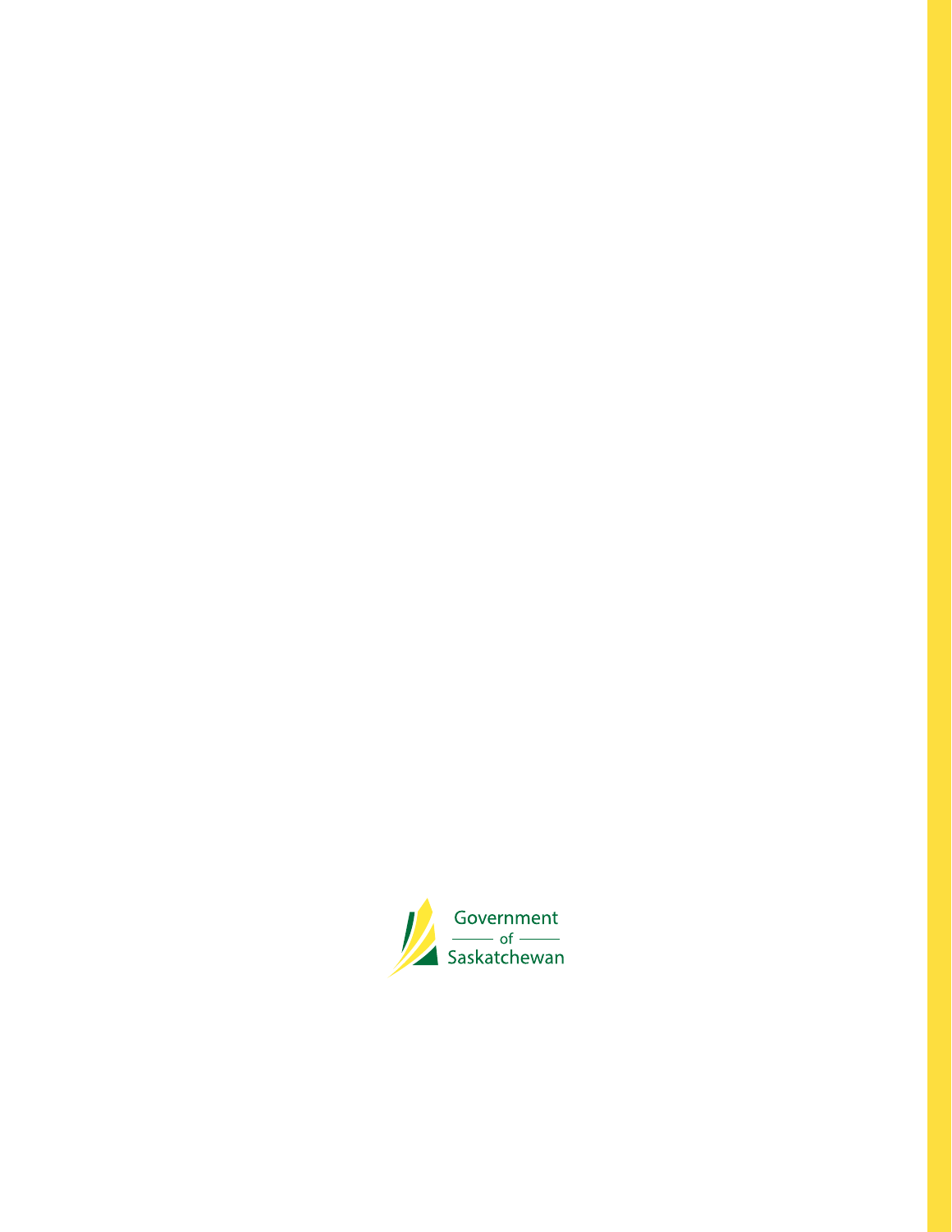Government
of
Saskatchewan